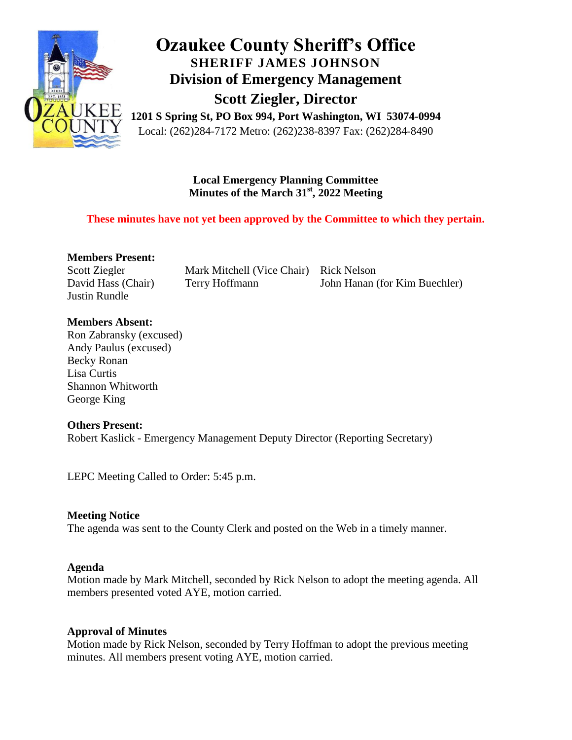# Ozaukee County Sheriff's Office

**SHERIFF JAMES JOHNSON**

**Division of Emergency Management**

**Scott Ziegler, Director**

**1201 S Spring St, PO Box 994, Port Washington, WI 53074-0994**

Local: (262)284-7172 Metro: (262)238-8397 Fax: (262)284-8490

## Local Emergency Planning Committee
## Minutes of the March 31st, 2022 Meeting

**These minutes have not yet been approved by the Committee to which they pertain.**

**Members Present:**

Scott Ziegler
David Hass (Chair)
Justin Rundle
Mark Mitchell (Vice Chair)
Terry Hoffmann
Rick Nelson
John Hanan (for Kim Buechler)

**Members Absent:**

Ron Zabransky (excused)
Andy Paulus (excused)
Becky Ronan
Lisa Curtis
Shannon Whitworth
George King

**Others Present:**

Robert Kaslick - Emergency Management Deputy Director (Reporting Secretary)

LEPC Meeting Called to Order: 5:45 p.m.

**Meeting Notice**

The agenda was sent to the County Clerk and posted on the Web in a timely manner.

**Agenda**

Motion made by Mark Mitchell, seconded by Rick Nelson to adopt the meeting agenda. All members presented voted AYE, motion carried.

**Approval of Minutes**

Motion made by Rick Nelson, seconded by Terry Hoffman to adopt the previous meeting minutes. All members present voting AYE, motion carried.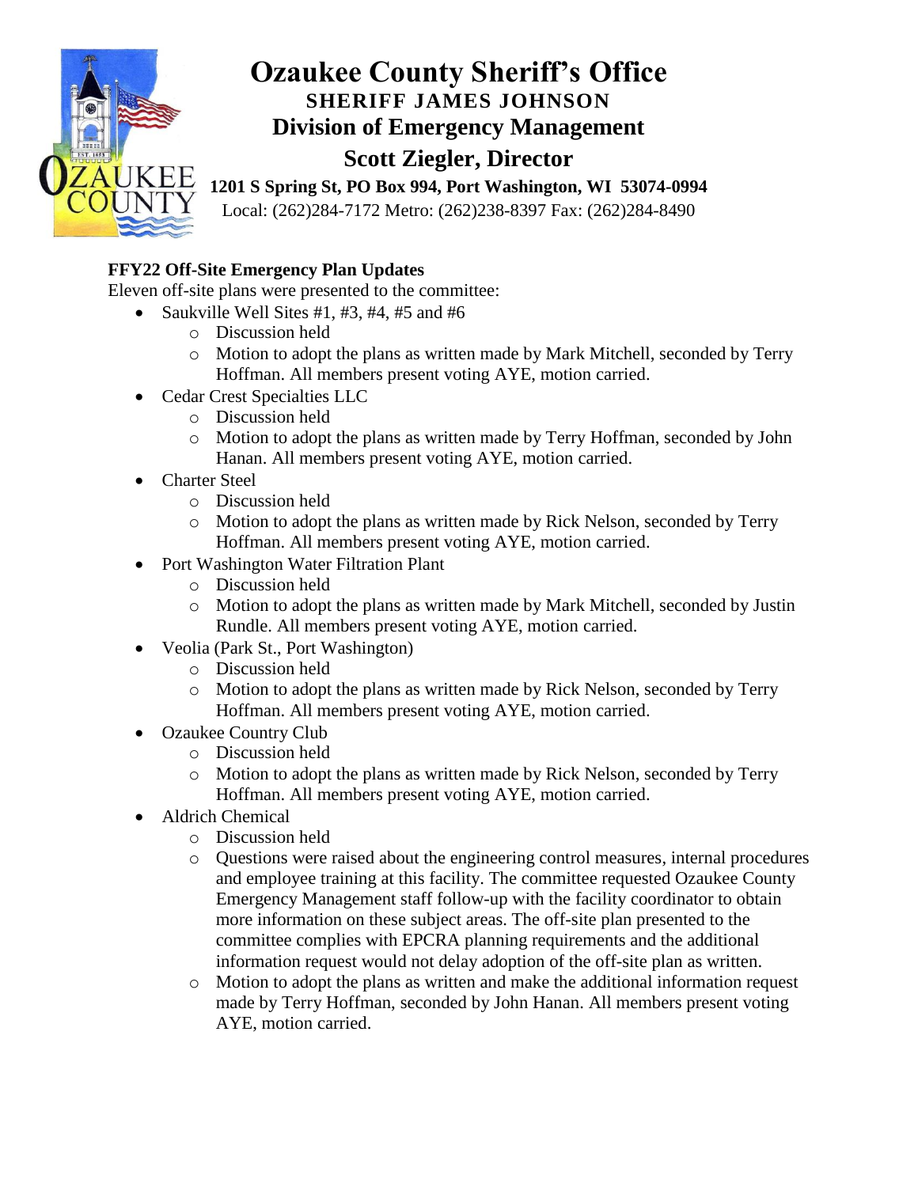# Ozaukee County Sheriff's Office

**SHERIFF JAMES JOHNSON**

**Division of Emergency Management**

**Scott Ziegler, Director**

**1201 S Spring St, PO Box 994, Port Washington, WI 53074-0994**

Local: (262)284-7172 Metro: (262)238-8397 Fax: (262)284-8490

**FFY22 Off-Site Emergency Plan Updates**

Eleven off-site plans were presented to the committee:

- Saukville Well Sites #1, #3, #4, #5 and #6
  - Discussion held
  - Motion to adopt the plans as written made by Mark Mitchell, seconded by Terry Hoffman. All members present voting AYE, motion carried.
- Cedar Crest Specialties LLC
  - Discussion held
  - Motion to adopt the plans as written made by Terry Hoffman, seconded by John Hanan. All members present voting AYE, motion carried.
- Charter Steel
  - Discussion held
  - Motion to adopt the plans as written made by Rick Nelson, seconded by Terry Hoffman. All members present voting AYE, motion carried.
- Port Washington Water Filtration Plant
  - Discussion held
  - Motion to adopt the plans as written made by Mark Mitchell, seconded by Justin Rundle. All members present voting AYE, motion carried.
- Veolia (Park St., Port Washington)
  - Discussion held
  - Motion to adopt the plans as written made by Rick Nelson, seconded by Terry Hoffman. All members present voting AYE, motion carried.
- Ozaukee Country Club
  - Discussion held
  - Motion to adopt the plans as written made by Rick Nelson, seconded by Terry Hoffman. All members present voting AYE, motion carried.
- Aldrich Chemical
  - Discussion held
  - Questions were raised about the engineering control measures, internal procedures and employee training at this facility. The committee requested Ozaukee County Emergency Management staff follow-up with the facility coordinator to obtain more information on these subject areas. The off-site plan presented to the committee complies with EPCRA planning requirements and the additional information request would not delay adoption of the off-site plan as written.
  - Motion to adopt the plans as written and make the additional information request made by Terry Hoffman, seconded by John Hanan. All members present voting AYE, motion carried.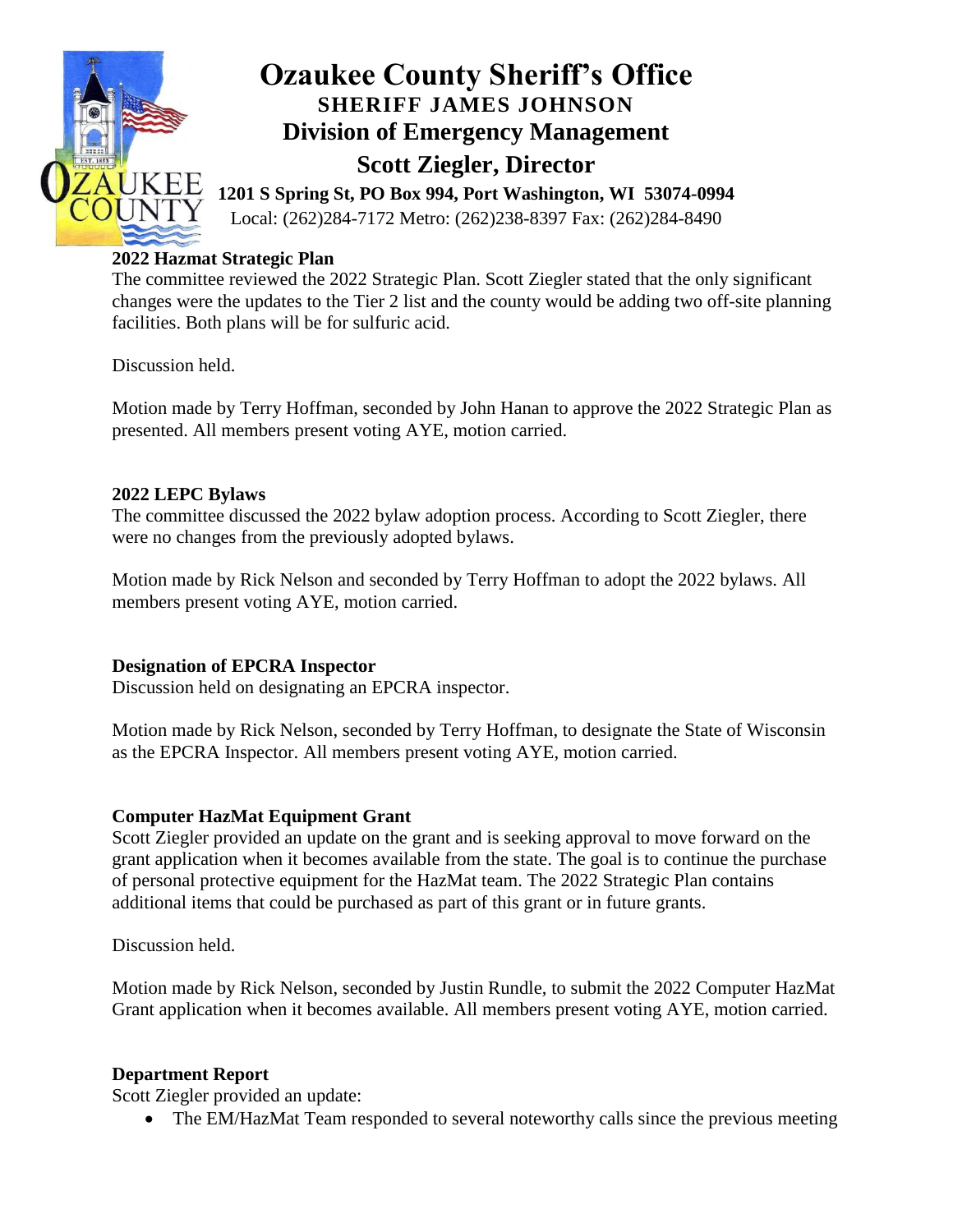# Ozaukee County Sheriff's Office

**SHERIFF JAMES JOHNSON**

## Division of Emergency Management

## Scott Ziegler, Director

**1201 S Spring St, PO Box 994, Port Washington, WI 53074-0994**

Local: (262)284-7172 Metro: (262)238-8397 Fax: (262)284-8490

**2022 Hazmat Strategic Plan**

The committee reviewed the 2022 Strategic Plan. Scott Ziegler stated that the only significant changes were the updates to the Tier 2 list and the county would be adding two off-site planning facilities. Both plans will be for sulfuric acid.

Discussion held.

Motion made by Terry Hoffman, seconded by John Hanan to approve the 2022 Strategic Plan as presented. All members present voting AYE, motion carried.

**2022 LEPC Bylaws**

The committee discussed the 2022 bylaw adoption process. According to Scott Ziegler, there were no changes from the previously adopted bylaws.

Motion made by Rick Nelson and seconded by Terry Hoffman to adopt the 2022 bylaws. All members present voting AYE, motion carried.

**Designation of EPCRA Inspector**

Discussion held on designating an EPCRA inspector.

Motion made by Rick Nelson, seconded by Terry Hoffman, to designate the State of Wisconsin as the EPCRA Inspector. All members present voting AYE, motion carried.

**Computer HazMat Equipment Grant**

Scott Ziegler provided an update on the grant and is seeking approval to move forward on the grant application when it becomes available from the state. The goal is to continue the purchase of personal protective equipment for the HazMat team. The 2022 Strategic Plan contains additional items that could be purchased as part of this grant or in future grants.

Discussion held.

Motion made by Rick Nelson, seconded by Justin Rundle, to submit the 2022 Computer HazMat Grant application when it becomes available. All members present voting AYE, motion carried.

**Department Report**

Scott Ziegler provided an update:

- The EM/HazMat Team responded to several noteworthy calls since the previous meeting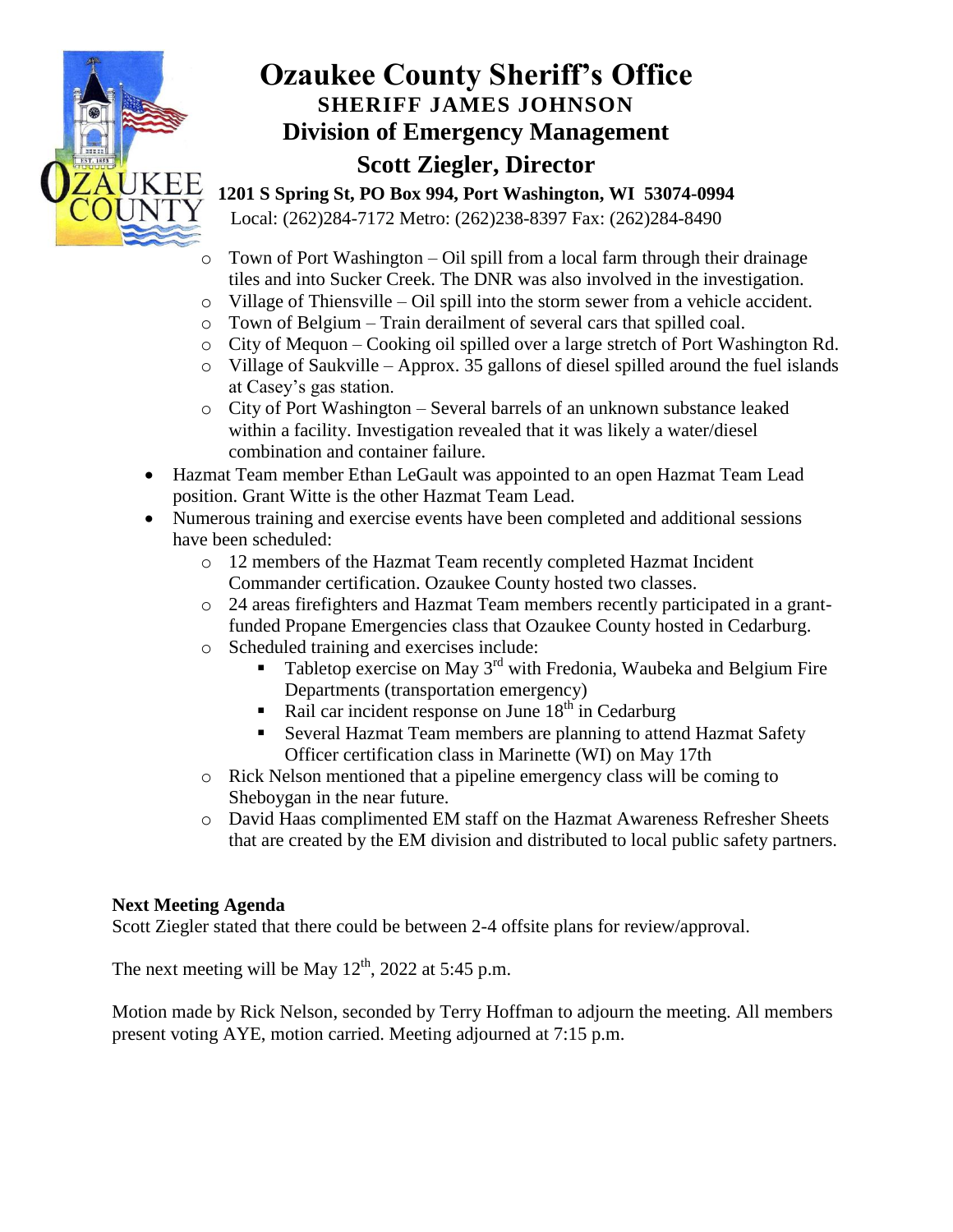# Ozaukee County Sheriff's Office

**SHERIFF JAMES JOHNSON**

**Division of Emergency Management**

**Scott Ziegler, Director**

**1201 S Spring St, PO Box 994, Port Washington, WI 53074-0994**

Local: (262)284-7172 Metro: (262)238-8397 Fax: (262)284-8490

- Town of Port Washington – Oil spill from a local farm through their drainage tiles and into Sucker Creek. The DNR was also involved in the investigation.
- Village of Thiensville – Oil spill into the storm sewer from a vehicle accident.
- Town of Belgium – Train derailment of several cars that spilled coal.
- City of Mequon – Cooking oil spilled over a large stretch of Port Washington Rd.
- Village of Saukville – Approx. 35 gallons of diesel spilled around the fuel islands at Casey's gas station.
- City of Port Washington – Several barrels of an unknown substance leaked within a facility. Investigation revealed that it was likely a water/diesel combination and container failure.

- Hazmat Team member Ethan LeGault was appointed to an open Hazmat Team Lead position. Grant Witte is the other Hazmat Team Lead.
- Numerous training and exercise events have been completed and additional sessions have been scheduled:
  - 12 members of the Hazmat Team recently completed Hazmat Incident Commander certification. Ozaukee County hosted two classes.
  - 24 areas firefighters and Hazmat Team members recently participated in a grant-funded Propane Emergencies class that Ozaukee County hosted in Cedarburg.
  - Scheduled training and exercises include:
    - Tabletop exercise on May 3rd with Fredonia, Waubeka and Belgium Fire Departments (transportation emergency)
    - Rail car incident response on June 18th in Cedarburg
    - Several Hazmat Team members are planning to attend Hazmat Safety Officer certification class in Marinette (WI) on May 17th
  - Rick Nelson mentioned that a pipeline emergency class will be coming to Sheboygan in the near future.
  - David Haas complimented EM staff on the Hazmat Awareness Refresher Sheets that are created by the EM division and distributed to local public safety partners.

**Next Meeting Agenda**

Scott Ziegler stated that there could be between 2-4 offsite plans for review/approval.

The next meeting will be May 12th, 2022 at 5:45 p.m.

Motion made by Rick Nelson, seconded by Terry Hoffman to adjourn the meeting. All members present voting AYE, motion carried. Meeting adjourned at 7:15 p.m.